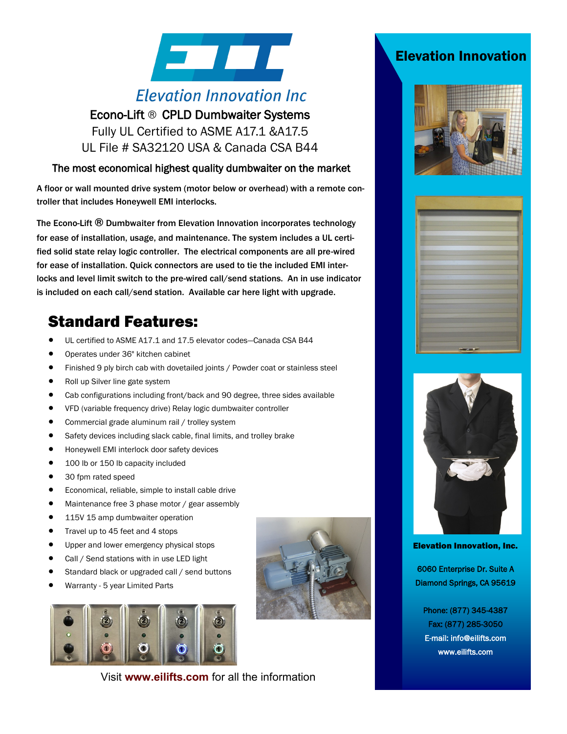# Elevation Innovation Inc

## Econo-Lift ® CPLD Dumbwaiter Systems

Fully UL Certified to ASME A17.1 &A17.5

UL File # SA32120 USA & Canada CSA B44

### The most economical highest quality dumbwaiter on the market

**A floor or wall mounted drive system (motor below or overhead) with a remote controller that includes Honeywell EMI interlocks.**

**The Econo-Lift ® Dumbwaiter from Elevation Innovation incorporates technology for ease of installation, usage, and maintenance. The system includes a UL certified solid state relay logic controller. The electrical components are all pre-wired for ease of installation. Quick connectors are used to tie the included EMI interlocks and level limit switch to the pre-wired call/send stations. An in use indicator is included on each call/send station. Available car here light with upgrade.**

## Standard Features:

- UL certified to ASME A17.1 and 17.5 elevator codes—Canada CSA B44
- Operates under 36" kitchen cabinet
- Finished 9 ply birch cab with dovetailed joints / Powder coat or stainless steel
- Roll up Silver line gate system
- Cab configurations including front/back and 90 degree, three sides available
- VFD (variable frequency drive) Relay logic dumbwaiter controller
- Commercial grade aluminum rail / trolley system
- Safety devices including slack cable, final limits, and trolley brake
- Honeywell EMI interlock door safety devices
- 100 lb or 150 lb capacity included
- 30 fpm rated speed
- Economical, reliable, simple to install cable drive
- Maintenance free 3 phase motor / gear assembly
- 115V 15 amp dumbwaiter operation
- Travel up to 45 feet and 4 stops
- Upper and lower emergency physical stops
- Call / Send stations with in use LED light
- Standard black or upgraded call / send buttons
- Warranty - 5 year Limited Parts

Visit **www.eilifts.com** for all the information

## Elevation Innovation

**Elevation Innovation, Inc.**

6060 Enterprise Dr. Suite A
Diamond Springs, CA 95619

Phone: (877) 345-4387
Fax: (877) 285-3050
E-mail: info@eilifts.com
www.eilifts.com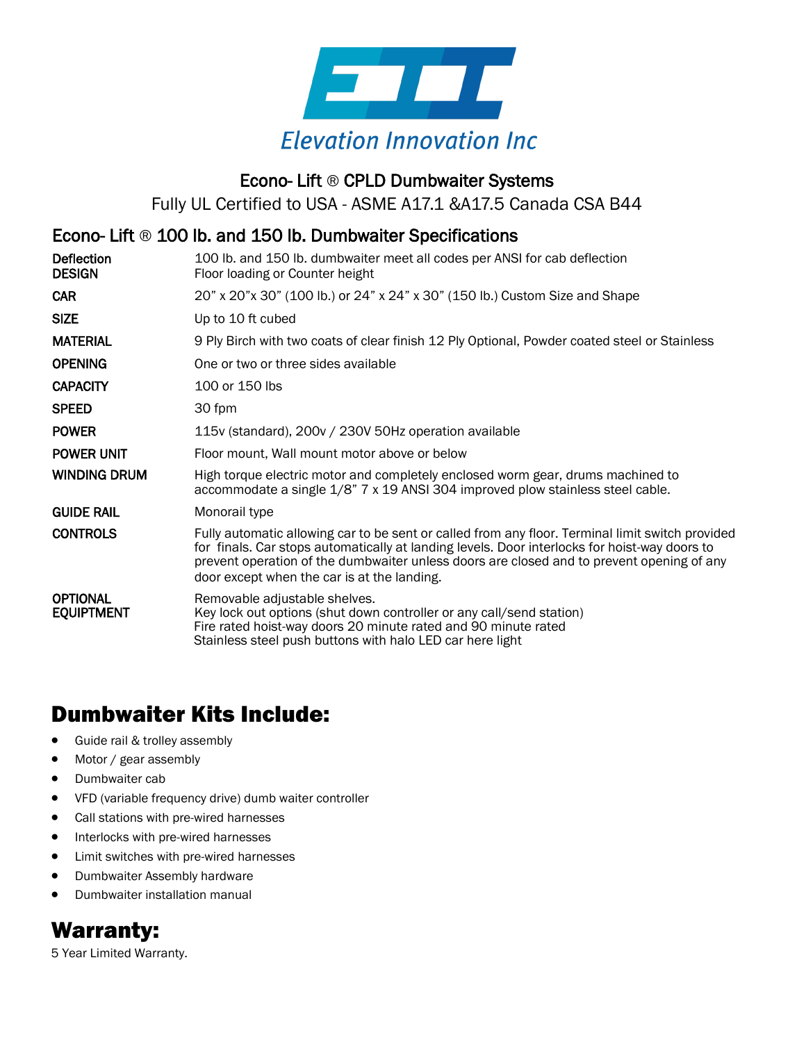Elevation Innovation Inc

## Econo- Lift ® CPLD Dumbwaiter Systems

Fully UL Certified to USA - ASME A17.1 &A17.5 Canada CSA B44

## Econo- Lift ® 100 lb. and 150 lb. Dumbwaiter Specifications

| | |
|---|---|
| **Deflection DESIGN** | 100 lb. and 150 lb. dumbwaiter meet all codes per ANSI for cab deflection Floor loading or Counter height |
| **CAR** | 20" x 20"x 30" (100 lb.) or 24" x 24" x 30" (150 lb.) Custom Size and Shape |
| **SIZE** | Up to 10 ft cubed |
| **MATERIAL** | 9 Ply Birch with two coats of clear finish 12 Ply Optional, Powder coated steel or Stainless |
| **OPENING** | One or two or three sides available |
| **CAPACITY** | 100 or 150 lbs |
| **SPEED** | 30 fpm |
| **POWER** | 115v (standard), 200v / 230V 50Hz operation available |
| **POWER UNIT** | Floor mount, Wall mount motor above or below |
| **WINDING DRUM** | High torque electric motor and completely enclosed worm gear, drums machined to accommodate a single 1/8" 7 x 19 ANSI 304 improved plow stainless steel cable. |
| **GUIDE RAIL** | Monorail type |
| **CONTROLS** | Fully automatic allowing car to be sent or called from any floor. Terminal limit switch provided for finals. Car stops automatically at landing levels. Door interlocks for hoist-way doors to prevent operation of the dumbwaiter unless doors are closed and to prevent opening of any door except when the car is at the landing. |
| **OPTIONAL EQUIPTMENT** | Removable adjustable shelves.<br>Key lock out options (shut down controller or any call/send station)<br>Fire rated hoist-way doors 20 minute rated and 90 minute rated<br>Stainless steel push buttons with halo LED car here light |

# Dumbwaiter Kits Include:

- Guide rail & trolley assembly
- Motor / gear assembly
- Dumbwaiter cab
- VFD (variable frequency drive) dumb waiter controller
- Call stations with pre-wired harnesses
- Interlocks with pre-wired harnesses
- Limit switches with pre-wired harnesses
- Dumbwaiter Assembly hardware
- Dumbwaiter installation manual

# Warranty:

5 Year Limited Warranty.